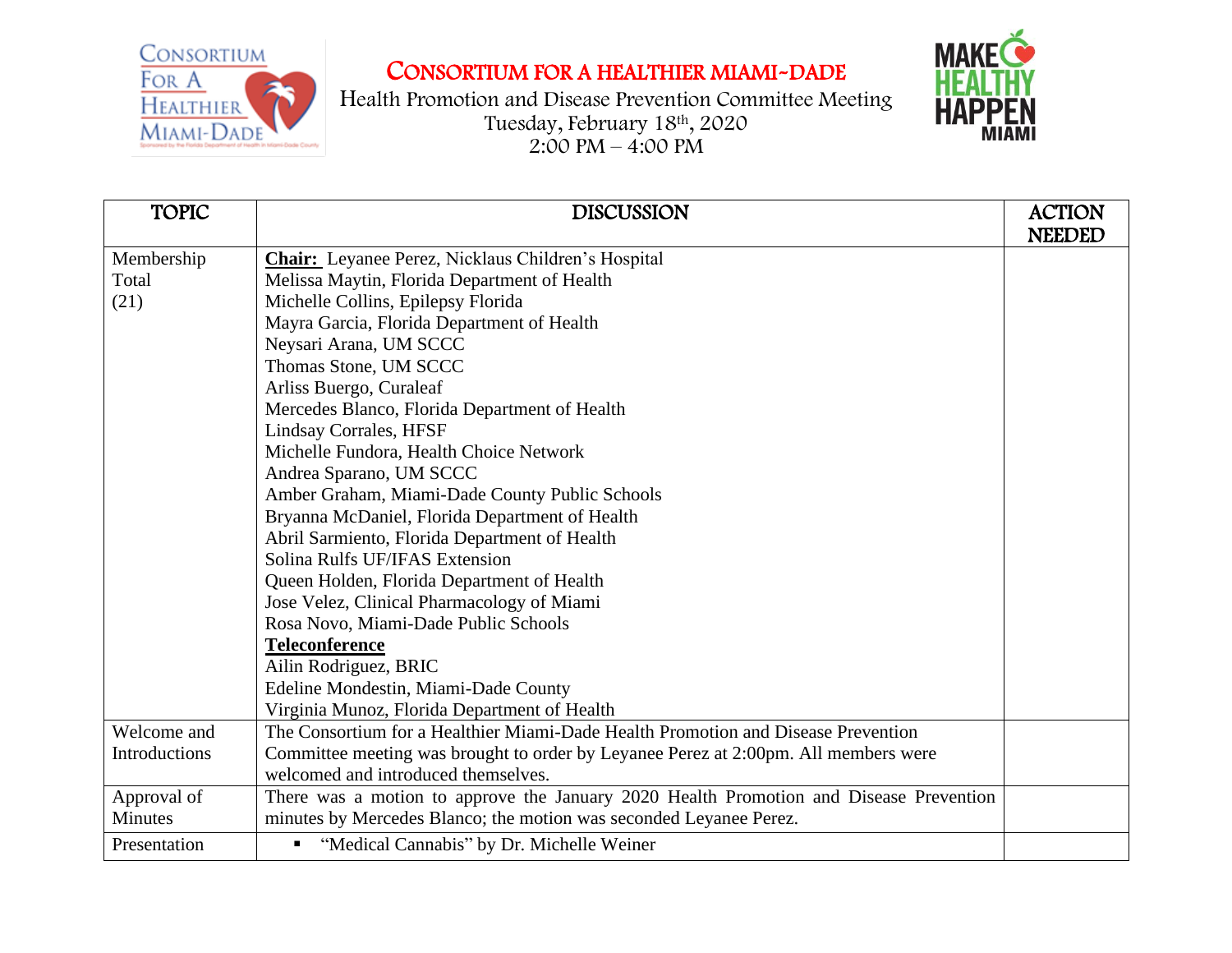# CONSORTIUM FOR A HEALTHIER MIAMI-DADE

Health Promotion and Disease Prevention Committee Meeting
Tuesday, February 18th, 2020
2:00 PM – 4:00 PM

| TOPIC | DISCUSSION | ACTION NEEDED |
|---|---|---|
| Membership Total (21) | **Chair:** Leyanee Perez, Nicklaus Children's Hospital<br>Melissa Maytin, Florida Department of Health<br>Michelle Collins, Epilepsy Florida<br>Mayra Garcia, Florida Department of Health<br>Neysari Arana, UM SCCC<br>Thomas Stone, UM SCCC<br>Arliss Buergo, Curaleaf<br>Mercedes Blanco, Florida Department of Health<br>Lindsay Corrales, HFSF<br>Michelle Fundora, Health Choice Network<br>Andrea Sparano, UM SCCC<br>Amber Graham, Miami-Dade County Public Schools<br>Bryanna McDaniel, Florida Department of Health<br>Abril Sarmiento, Florida Department of Health<br>Solina Rulfs UF/IFAS Extension<br>Queen Holden, Florida Department of Health<br>Jose Velez, Clinical Pharmacology of Miami<br>Rosa Novo, Miami-Dade Public Schools<br>**Teleconference**<br>Ailin Rodriguez, BRIC<br>Edeline Mondestin, Miami-Dade County<br>Virginia Munoz, Florida Department of Health | |
| Welcome and Introductions | The Consortium for a Healthier Miami-Dade Health Promotion and Disease Prevention Committee meeting was brought to order by Leyanee Perez at 2:00pm. All members were welcomed and introduced themselves. | |
| Approval of Minutes | There was a motion to approve the January 2020 Health Promotion and Disease Prevention minutes by Mercedes Blanco; the motion was seconded Leyanee Perez. | |
| Presentation | ▪ "Medical Cannabis" by Dr. Michelle Weiner | |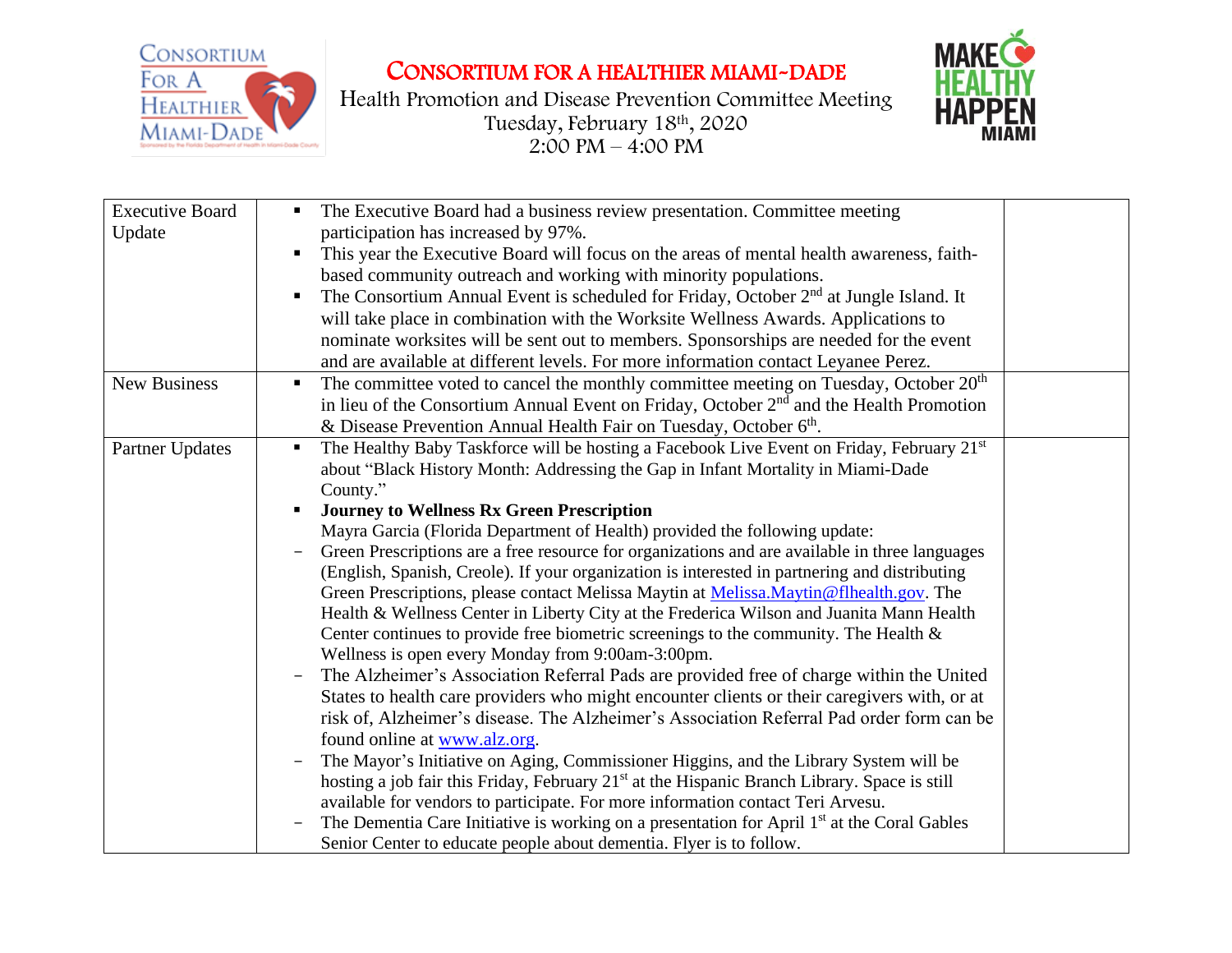# CONSORTIUM FOR A HEALTHIER MIAMI-DADE

Health Promotion and Disease Prevention Committee Meeting
Tuesday, February 18th, 2020
2:00 PM – 4:00 PM

| | | |
|---|---|---|
| Executive Board Update | ▪ The Executive Board had a business review presentation. Committee meeting participation has increased by 97%.<br>▪ This year the Executive Board will focus on the areas of mental health awareness, faith-based community outreach and working with minority populations.<br>▪ The Consortium Annual Event is scheduled for Friday, October 2nd at Jungle Island. It will take place in combination with the Worksite Wellness Awards. Applications to nominate worksites will be sent out to members. Sponsorships are needed for the event and are available at different levels. For more information contact Leyanee Perez. | |
| New Business | ▪ The committee voted to cancel the monthly committee meeting on Tuesday, October 20th in lieu of the Consortium Annual Event on Friday, October 2nd and the Health Promotion & Disease Prevention Annual Health Fair on Tuesday, October 6th. | |
| Partner Updates | ▪ The Healthy Baby Taskforce will be hosting a Facebook Live Event on Friday, February 21st about "Black History Month: Addressing the Gap in Infant Mortality in Miami-Dade County."<br>▪ **Journey to Wellness Rx Green Prescription**<br>Mayra Garcia (Florida Department of Health) provided the following update:<br>- Green Prescriptions are a free resource for organizations and are available in three languages (English, Spanish, Creole). If your organization is interested in partnering and distributing Green Prescriptions, please contact Melissa Maytin at Melissa.Maytin@flhealth.gov. The Health & Wellness Center in Liberty City at the Frederica Wilson and Juanita Mann Health Center continues to provide free biometric screenings to the community. The Health & Wellness is open every Monday from 9:00am-3:00pm.<br>- The Alzheimer's Association Referral Pads are provided free of charge within the United States to health care providers who might encounter clients or their caregivers with, or at risk of, Alzheimer's disease. The Alzheimer's Association Referral Pad order form can be found online at www.alz.org.<br>- The Mayor's Initiative on Aging, Commissioner Higgins, and the Library System will be hosting a job fair this Friday, February 21st at the Hispanic Branch Library. Space is still available for vendors to participate. For more information contact Teri Arvesu.<br>- The Dementia Care Initiative is working on a presentation for April 1st at the Coral Gables Senior Center to educate people about dementia. Flyer is to follow. | |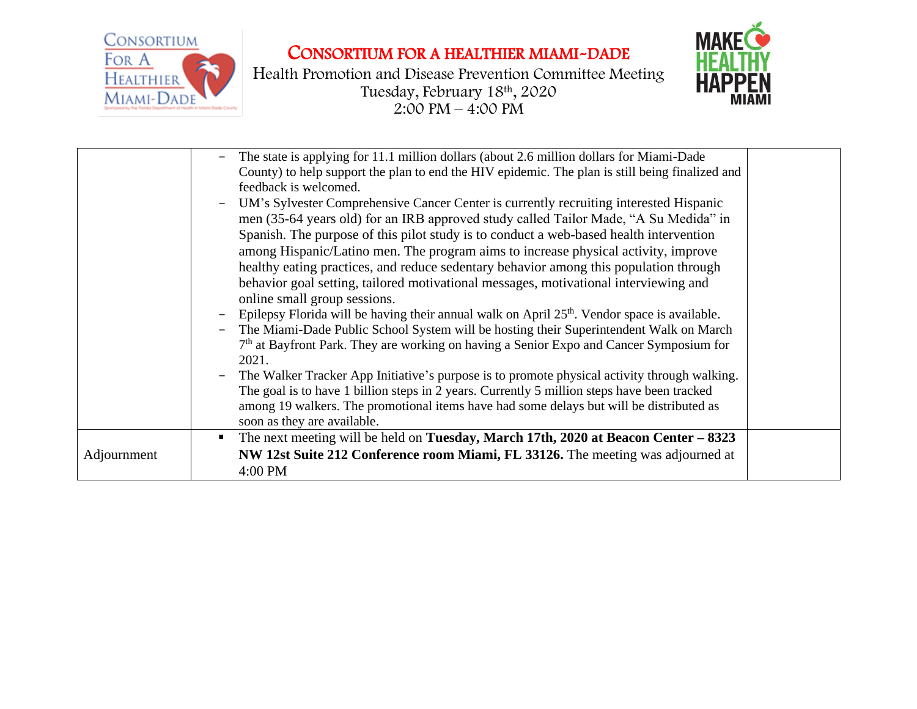| | | |
|---|---|---|
| | - The state is applying for 11.1 million dollars (about 2.6 million dollars for Miami-Dade County) to help support the plan to end the HIV epidemic. The plan is still being finalized and feedback is welcomed.<br>- UM's Sylvester Comprehensive Cancer Center is currently recruiting interested Hispanic men (35-64 years old) for an IRB approved study called Tailor Made, "A Su Medida" in Spanish. The purpose of this pilot study is to conduct a web-based health intervention among Hispanic/Latino men. The program aims to increase physical activity, improve healthy eating practices, and reduce sedentary behavior among this population through behavior goal setting, tailored motivational messages, motivational interviewing and online small group sessions.<br>- Epilepsy Florida will be having their annual walk on April 25th. Vendor space is available.<br>- The Miami-Dade Public School System will be hosting their Superintendent Walk on March 7th at Bayfront Park. They are working on having a Senior Expo and Cancer Symposium for 2021.<br>- The Walker Tracker App Initiative's purpose is to promote physical activity through walking. The goal is to have 1 billion steps in 2 years. Currently 5 million steps have been tracked among 19 walkers. The promotional items have had some delays but will be distributed as soon as they are available. | |
| Adjournment | ▪ The next meeting will be held on **Tuesday, March 17th, 2020 at Beacon Center – 8323 NW 12st Suite 212 Conference room Miami, FL 33126.** The meeting was adjourned at 4:00 PM | |